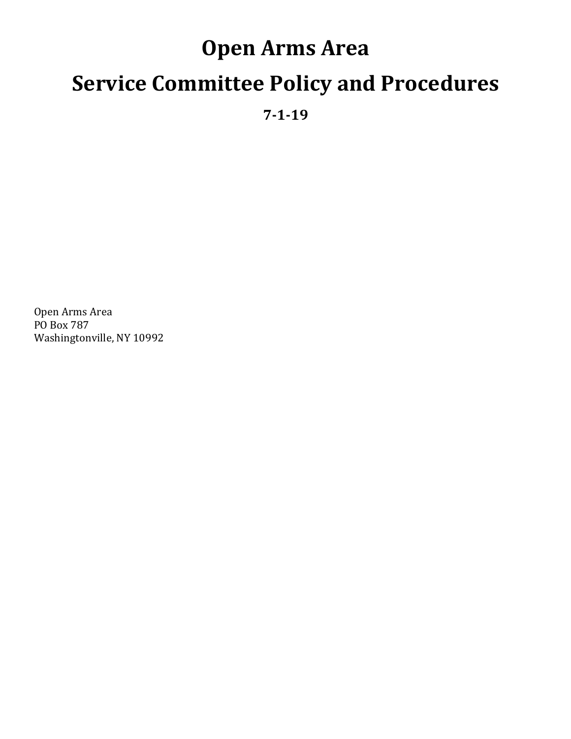# Open Arms Area

# Service Committee Policy and Procedures

**7-1-19**

Open Arms Area
PO Box 787
Washingtonville, NY 10992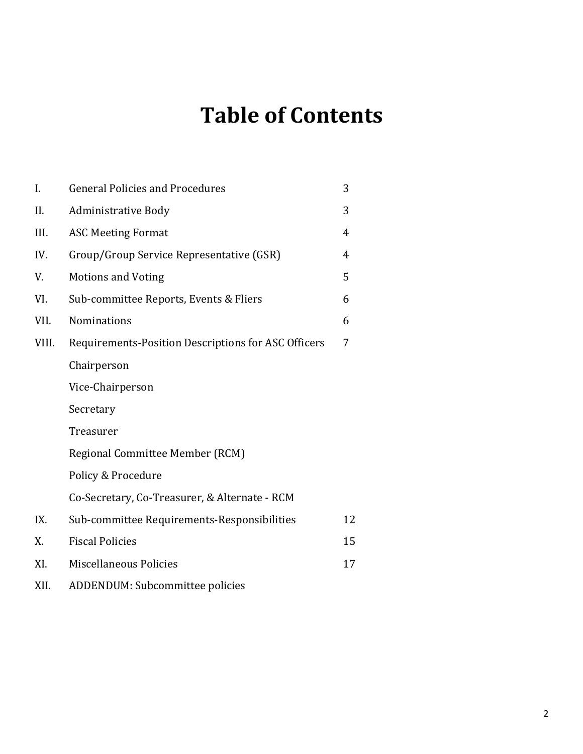# Table of Contents

| | | |
|---|---|---|
| I. | General Policies and Procedures | 3 |
| II. | Administrative Body | 3 |
| III. | ASC Meeting Format | 4 |
| IV. | Group/Group Service Representative (GSR) | 4 |
| V. | Motions and Voting | 5 |
| VI. | Sub-committee Reports, Events & Fliers | 6 |
| VII. | Nominations | 6 |
| VIII. | Requirements-Position Descriptions for ASC Officers | 7 |
| | Chairperson | |
| | Vice-Chairperson | |
| | Secretary | |
| | Treasurer | |
| | Regional Committee Member (RCM) | |
| | Policy & Procedure | |
| | Co-Secretary, Co-Treasurer, & Alternate - RCM | |
| IX. | Sub-committee Requirements-Responsibilities | 12 |
| X. | Fiscal Policies | 15 |
| XI. | Miscellaneous Policies | 17 |
| XII. | ADDENDUM: Subcommittee policies | |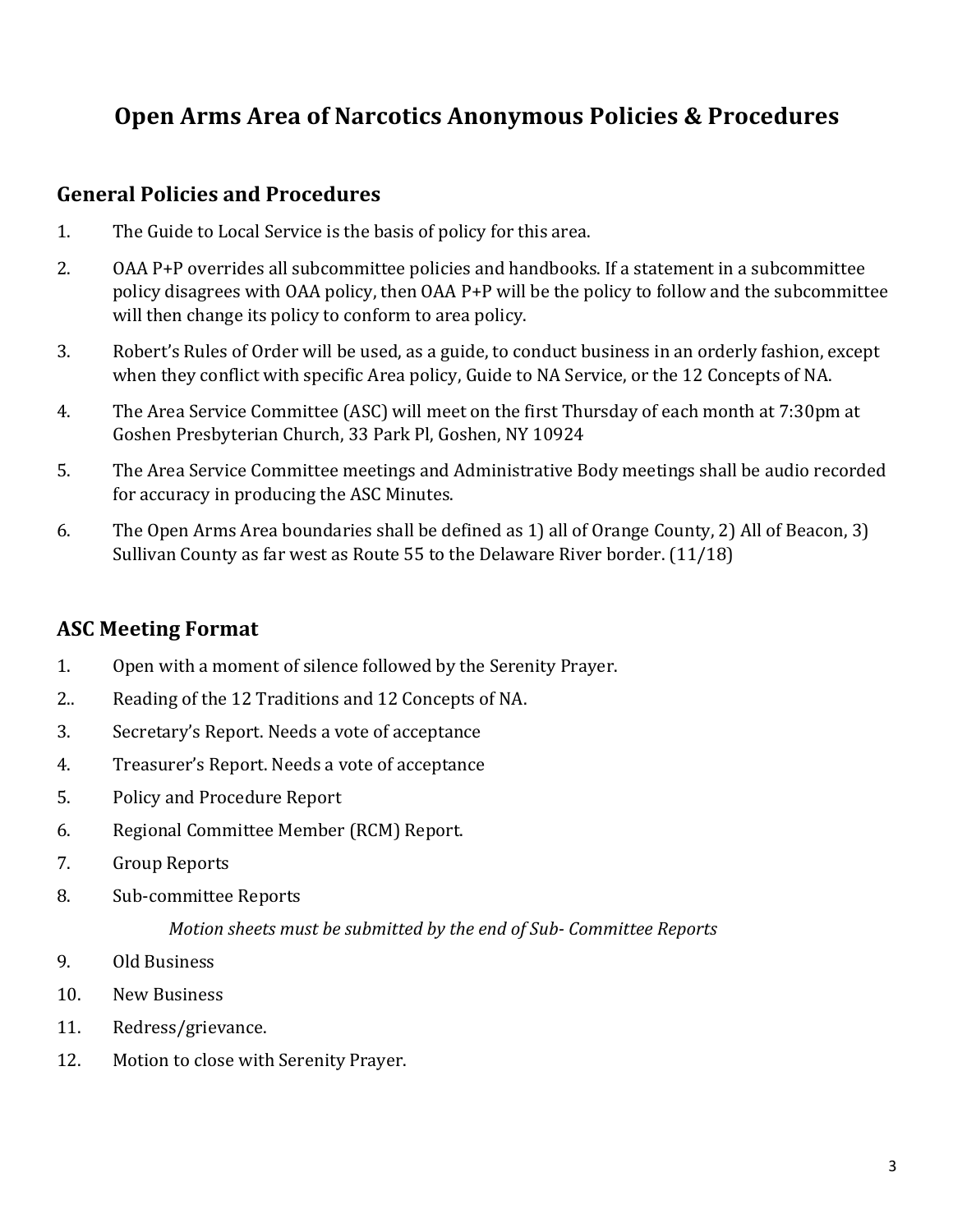# Open Arms Area of Narcotics Anonymous Policies & Procedures

## General Policies and Procedures

1. The Guide to Local Service is the basis of policy for this area.
2. OAA P+P overrides all subcommittee policies and handbooks. If a statement in a subcommittee policy disagrees with OAA policy, then OAA P+P will be the policy to follow and the subcommittee will then change its policy to conform to area policy.
3. Robert's Rules of Order will be used, as a guide, to conduct business in an orderly fashion, except when they conflict with specific Area policy, Guide to NA Service, or the 12 Concepts of NA.
4. The Area Service Committee (ASC) will meet on the first Thursday of each month at 7:30pm at Goshen Presbyterian Church, 33 Park Pl, Goshen, NY 10924
5. The Area Service Committee meetings and Administrative Body meetings shall be audio recorded for accuracy in producing the ASC Minutes.
6. The Open Arms Area boundaries shall be defined as 1) all of Orange County, 2) All of Beacon, 3) Sullivan County as far west as Route 55 to the Delaware River border. (11/18)

## ASC Meeting Format

1. Open with a moment of silence followed by the Serenity Prayer.
2. Reading of the 12 Traditions and 12 Concepts of NA.
3. Secretary's Report. Needs a vote of acceptance
4. Treasurer's Report. Needs a vote of acceptance
5. Policy and Procedure Report
6. Regional Committee Member (RCM) Report.
7. Group Reports
8. Sub-committee Reports

   *Motion sheets must be submitted by the end of Sub- Committee Reports*

9. Old Business
10. New Business
11. Redress/grievance.
12. Motion to close with Serenity Prayer.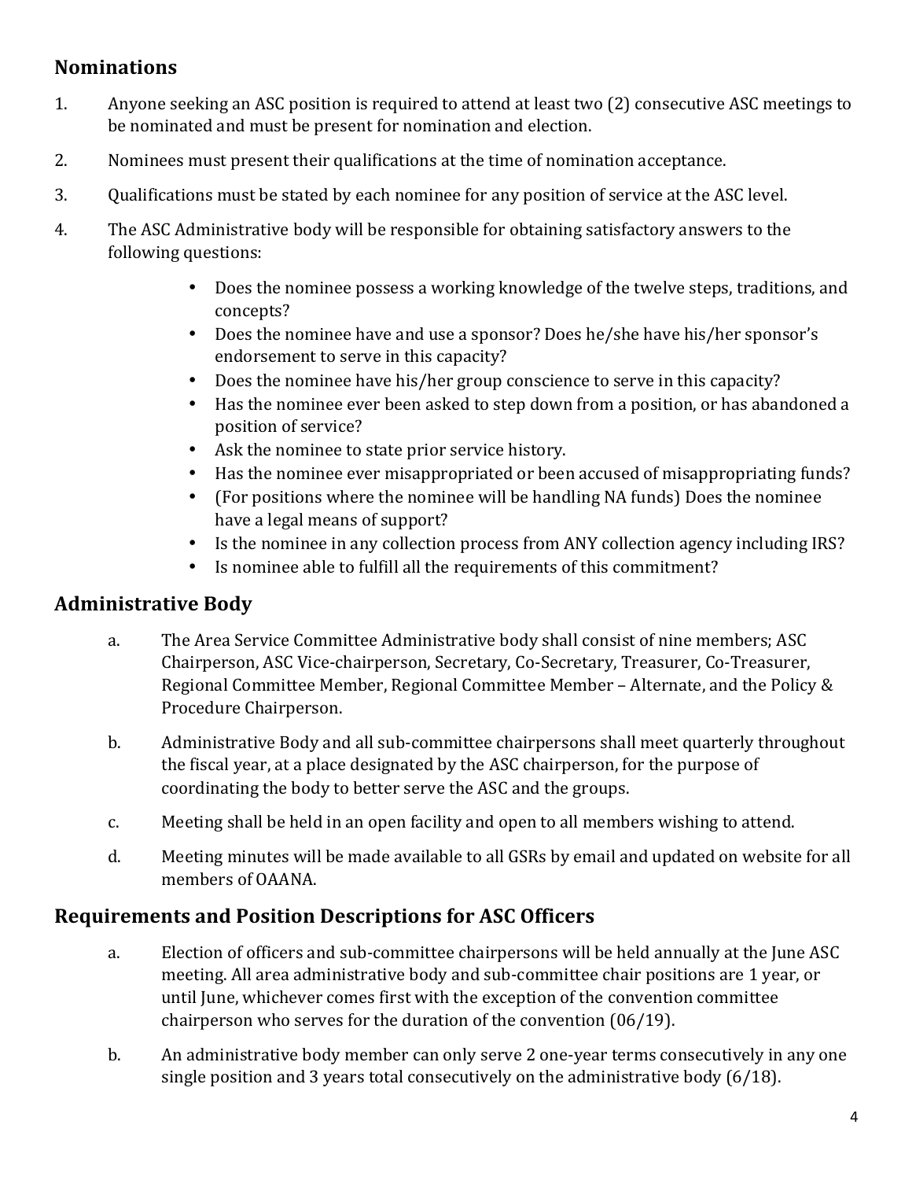## Nominations

1. Anyone seeking an ASC position is required to attend at least two (2) consecutive ASC meetings to be nominated and must be present for nomination and election.
2. Nominees must present their qualifications at the time of nomination acceptance.
3. Qualifications must be stated by each nominee for any position of service at the ASC level.
4. The ASC Administrative body will be responsible for obtaining satisfactory answers to the following questions:
   - Does the nominee possess a working knowledge of the twelve steps, traditions, and concepts?
   - Does the nominee have and use a sponsor? Does he/she have his/her sponsor's endorsement to serve in this capacity?
   - Does the nominee have his/her group conscience to serve in this capacity?
   - Has the nominee ever been asked to step down from a position, or has abandoned a position of service?
   - Ask the nominee to state prior service history.
   - Has the nominee ever misappropriated or been accused of misappropriating funds?
   - (For positions where the nominee will be handling NA funds) Does the nominee have a legal means of support?
   - Is the nominee in any collection process from ANY collection agency including IRS?
   - Is nominee able to fulfill all the requirements of this commitment?

## Administrative Body

a. The Area Service Committee Administrative body shall consist of nine members; ASC Chairperson, ASC Vice-chairperson, Secretary, Co-Secretary, Treasurer, Co-Treasurer, Regional Committee Member, Regional Committee Member – Alternate, and the Policy & Procedure Chairperson.

b. Administrative Body and all sub-committee chairpersons shall meet quarterly throughout the fiscal year, at a place designated by the ASC chairperson, for the purpose of coordinating the body to better serve the ASC and the groups.

c. Meeting shall be held in an open facility and open to all members wishing to attend.

d. Meeting minutes will be made available to all GSRs by email and updated on website for all members of OAANA.

## Requirements and Position Descriptions for ASC Officers

a. Election of officers and sub-committee chairpersons will be held annually at the June ASC meeting. All area administrative body and sub-committee chair positions are 1 year, or until June, whichever comes first with the exception of the convention committee chairperson who serves for the duration of the convention (06/19).

b. An administrative body member can only serve 2 one-year terms consecutively in any one single position and 3 years total consecutively on the administrative body (6/18).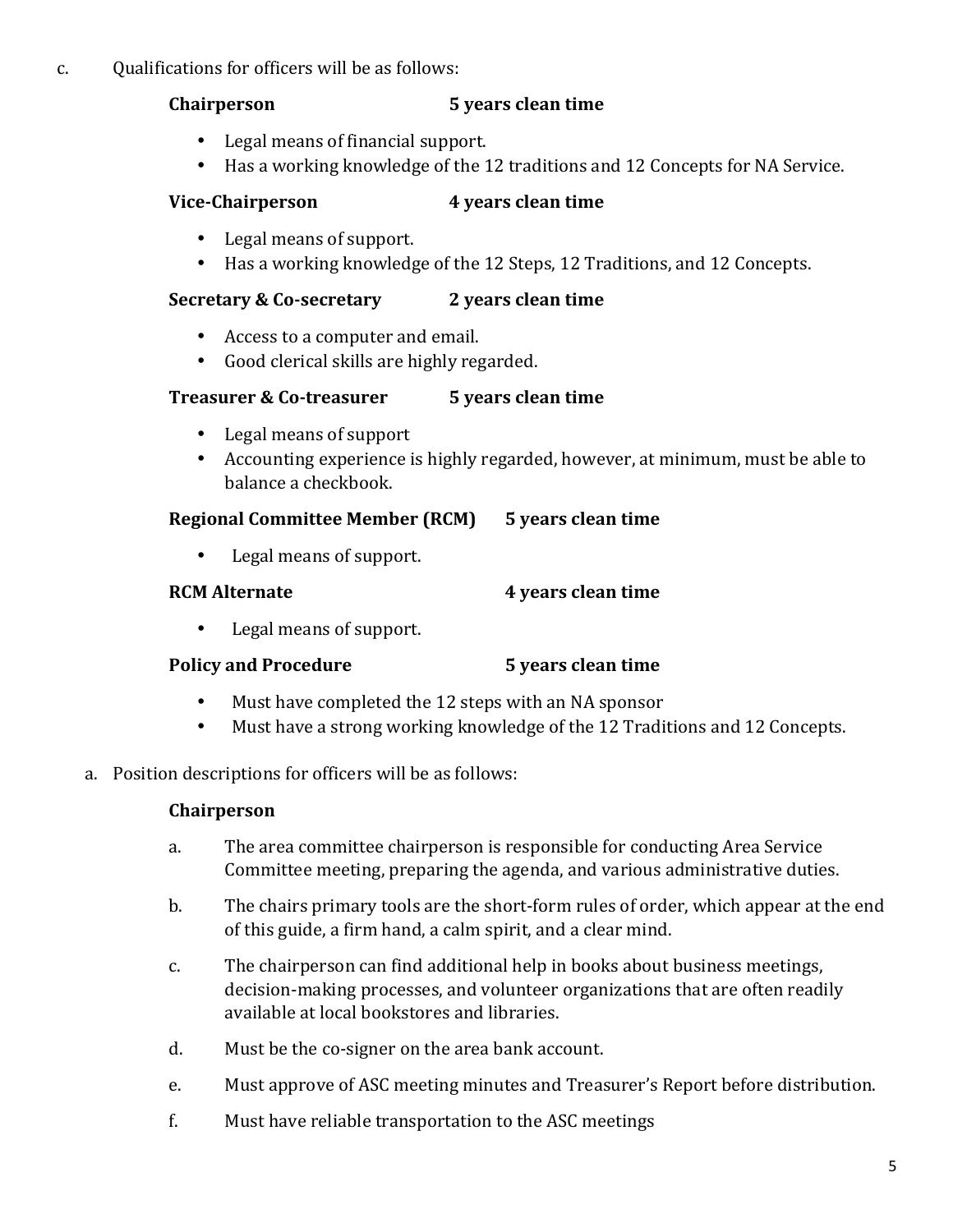c. Qualifications for officers will be as follows:

**Chairperson** **5 years clean time**

- Legal means of financial support.
- Has a working knowledge of the 12 traditions and 12 Concepts for NA Service.

**Vice-Chairperson** **4 years clean time**

- Legal means of support.
- Has a working knowledge of the 12 Steps, 12 Traditions, and 12 Concepts.

**Secretary & Co-secretary** **2 years clean time**

- Access to a computer and email.
- Good clerical skills are highly regarded.

**Treasurer & Co-treasurer** **5 years clean time**

- Legal means of support
- Accounting experience is highly regarded, however, at minimum, must be able to balance a checkbook.

**Regional Committee Member (RCM)** **5 years clean time**

- Legal means of support.

**RCM Alternate** **4 years clean time**

- Legal means of support.

**Policy and Procedure** **5 years clean time**

- Must have completed the 12 steps with an NA sponsor
- Must have a strong working knowledge of the 12 Traditions and 12 Concepts.

a. Position descriptions for officers will be as follows:

**Chairperson**

a. The area committee chairperson is responsible for conducting Area Service Committee meeting, preparing the agenda, and various administrative duties.

b. The chairs primary tools are the short-form rules of order, which appear at the end of this guide, a firm hand, a calm spirit, and a clear mind.

c. The chairperson can find additional help in books about business meetings, decision-making processes, and volunteer organizations that are often readily available at local bookstores and libraries.

d. Must be the co-signer on the area bank account.

e. Must approve of ASC meeting minutes and Treasurer's Report before distribution.

f. Must have reliable transportation to the ASC meetings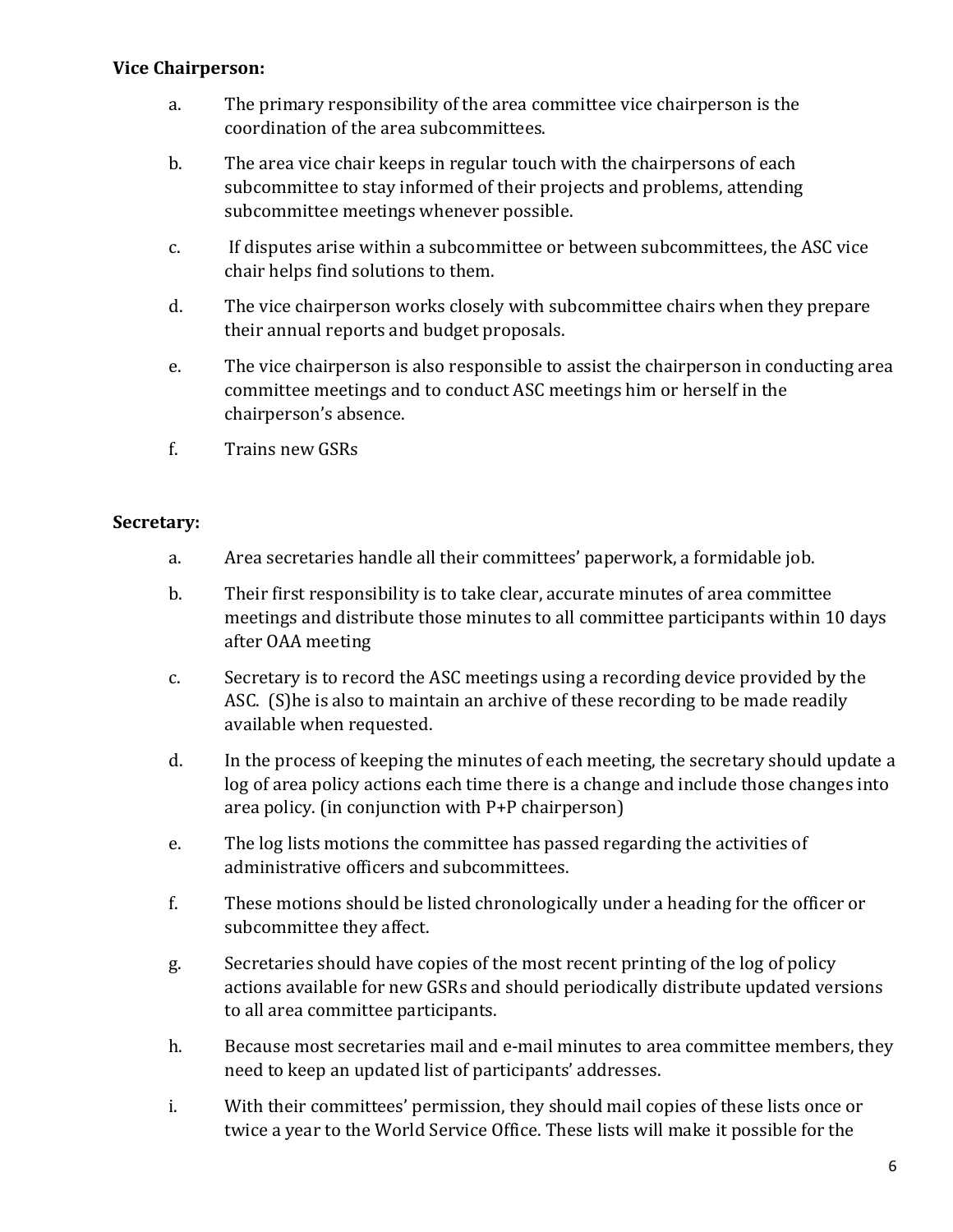**Vice Chairperson:**

a. The primary responsibility of the area committee vice chairperson is the coordination of the area subcommittees.

b. The area vice chair keeps in regular touch with the chairpersons of each subcommittee to stay informed of their projects and problems, attending subcommittee meetings whenever possible.

c. If disputes arise within a subcommittee or between subcommittees, the ASC vice chair helps find solutions to them.

d. The vice chairperson works closely with subcommittee chairs when they prepare their annual reports and budget proposals.

e. The vice chairperson is also responsible to assist the chairperson in conducting area committee meetings and to conduct ASC meetings him or herself in the chairperson's absence.

f. Trains new GSRs

**Secretary:**

a. Area secretaries handle all their committees' paperwork, a formidable job.

b. Their first responsibility is to take clear, accurate minutes of area committee meetings and distribute those minutes to all committee participants within 10 days after OAA meeting

c. Secretary is to record the ASC meetings using a recording device provided by the ASC. (S)he is also to maintain an archive of these recording to be made readily available when requested.

d. In the process of keeping the minutes of each meeting, the secretary should update a log of area policy actions each time there is a change and include those changes into area policy. (in conjunction with P+P chairperson)

e. The log lists motions the committee has passed regarding the activities of administrative officers and subcommittees.

f. These motions should be listed chronologically under a heading for the officer or subcommittee they affect.

g. Secretaries should have copies of the most recent printing of the log of policy actions available for new GSRs and should periodically distribute updated versions to all area committee participants.

h. Because most secretaries mail and e-mail minutes to area committee members, they need to keep an updated list of participants' addresses.

i. With their committees' permission, they should mail copies of these lists once or twice a year to the World Service Office. These lists will make it possible for the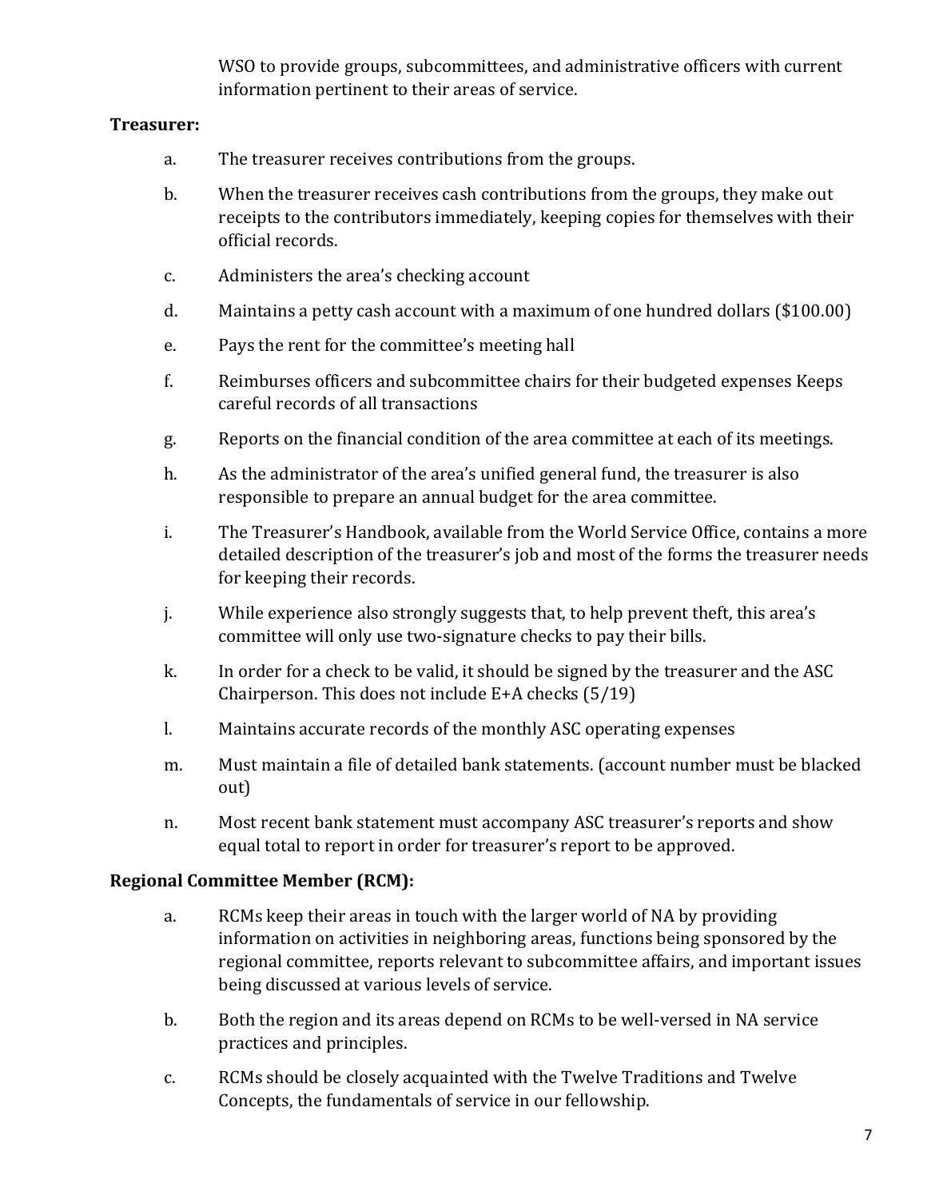WSO to provide groups, subcommittees, and administrative officers with current information pertinent to their areas of service.

**Treasurer:**

a. The treasurer receives contributions from the groups.

b. When the treasurer receives cash contributions from the groups, they make out receipts to the contributors immediately, keeping copies for themselves with their official records.

c. Administers the area's checking account

d. Maintains a petty cash account with a maximum of one hundred dollars ($100.00)

e. Pays the rent for the committee's meeting hall

f. Reimburses officers and subcommittee chairs for their budgeted expenses Keeps careful records of all transactions

g. Reports on the financial condition of the area committee at each of its meetings.

h. As the administrator of the area's unified general fund, the treasurer is also responsible to prepare an annual budget for the area committee.

i. The Treasurer's Handbook, available from the World Service Office, contains a more detailed description of the treasurer's job and most of the forms the treasurer needs for keeping their records.

j. While experience also strongly suggests that, to help prevent theft, this area's committee will only use two-signature checks to pay their bills.

k. In order for a check to be valid, it should be signed by the treasurer and the ASC Chairperson. This does not include E+A checks (5/19)

l. Maintains accurate records of the monthly ASC operating expenses

m. Must maintain a file of detailed bank statements. (account number must be blacked out)

n. Most recent bank statement must accompany ASC treasurer's reports and show equal total to report in order for treasurer's report to be approved.

**Regional Committee Member (RCM):**

a. RCMs keep their areas in touch with the larger world of NA by providing information on activities in neighboring areas, functions being sponsored by the regional committee, reports relevant to subcommittee affairs, and important issues being discussed at various levels of service.

b. Both the region and its areas depend on RCMs to be well-versed in NA service practices and principles.

c. RCMs should be closely acquainted with the Twelve Traditions and Twelve Concepts, the fundamentals of service in our fellowship.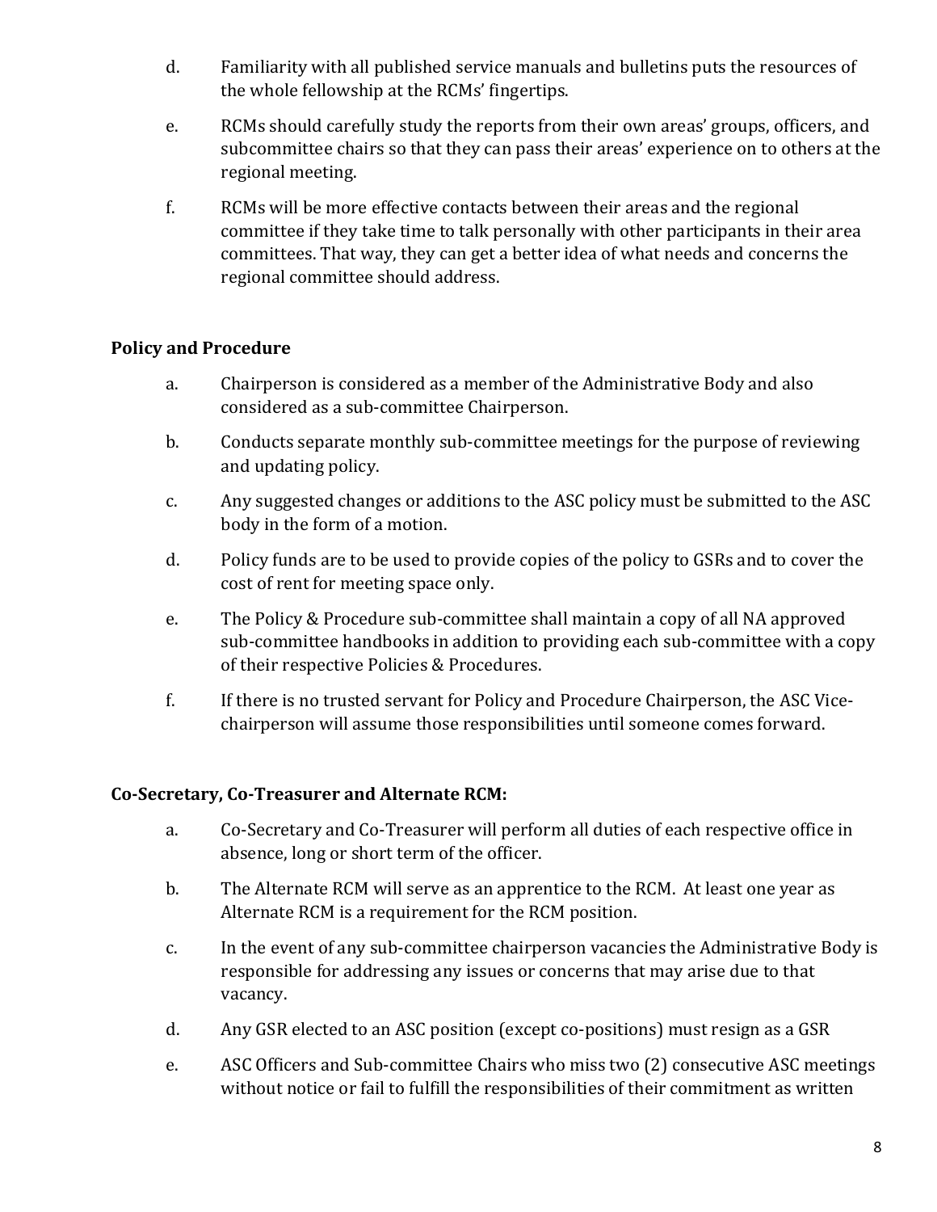d. Familiarity with all published service manuals and bulletins puts the resources of the whole fellowship at the RCMs' fingertips.

e. RCMs should carefully study the reports from their own areas' groups, officers, and subcommittee chairs so that they can pass their areas' experience on to others at the regional meeting.

f. RCMs will be more effective contacts between their areas and the regional committee if they take time to talk personally with other participants in their area committees. That way, they can get a better idea of what needs and concerns the regional committee should address.

**Policy and Procedure**

a. Chairperson is considered as a member of the Administrative Body and also considered as a sub-committee Chairperson.

b. Conducts separate monthly sub-committee meetings for the purpose of reviewing and updating policy.

c. Any suggested changes or additions to the ASC policy must be submitted to the ASC body in the form of a motion.

d. Policy funds are to be used to provide copies of the policy to GSRs and to cover the cost of rent for meeting space only.

e. The Policy & Procedure sub-committee shall maintain a copy of all NA approved sub-committee handbooks in addition to providing each sub-committee with a copy of their respective Policies & Procedures.

f. If there is no trusted servant for Policy and Procedure Chairperson, the ASC Vice-chairperson will assume those responsibilities until someone comes forward.

**Co-Secretary, Co-Treasurer and Alternate RCM:**

a. Co-Secretary and Co-Treasurer will perform all duties of each respective office in absence, long or short term of the officer.

b. The Alternate RCM will serve as an apprentice to the RCM. At least one year as Alternate RCM is a requirement for the RCM position.

c. In the event of any sub-committee chairperson vacancies the Administrative Body is responsible for addressing any issues or concerns that may arise due to that vacancy.

d. Any GSR elected to an ASC position (except co-positions) must resign as a GSR

e. ASC Officers and Sub-committee Chairs who miss two (2) consecutive ASC meetings without notice or fail to fulfill the responsibilities of their commitment as written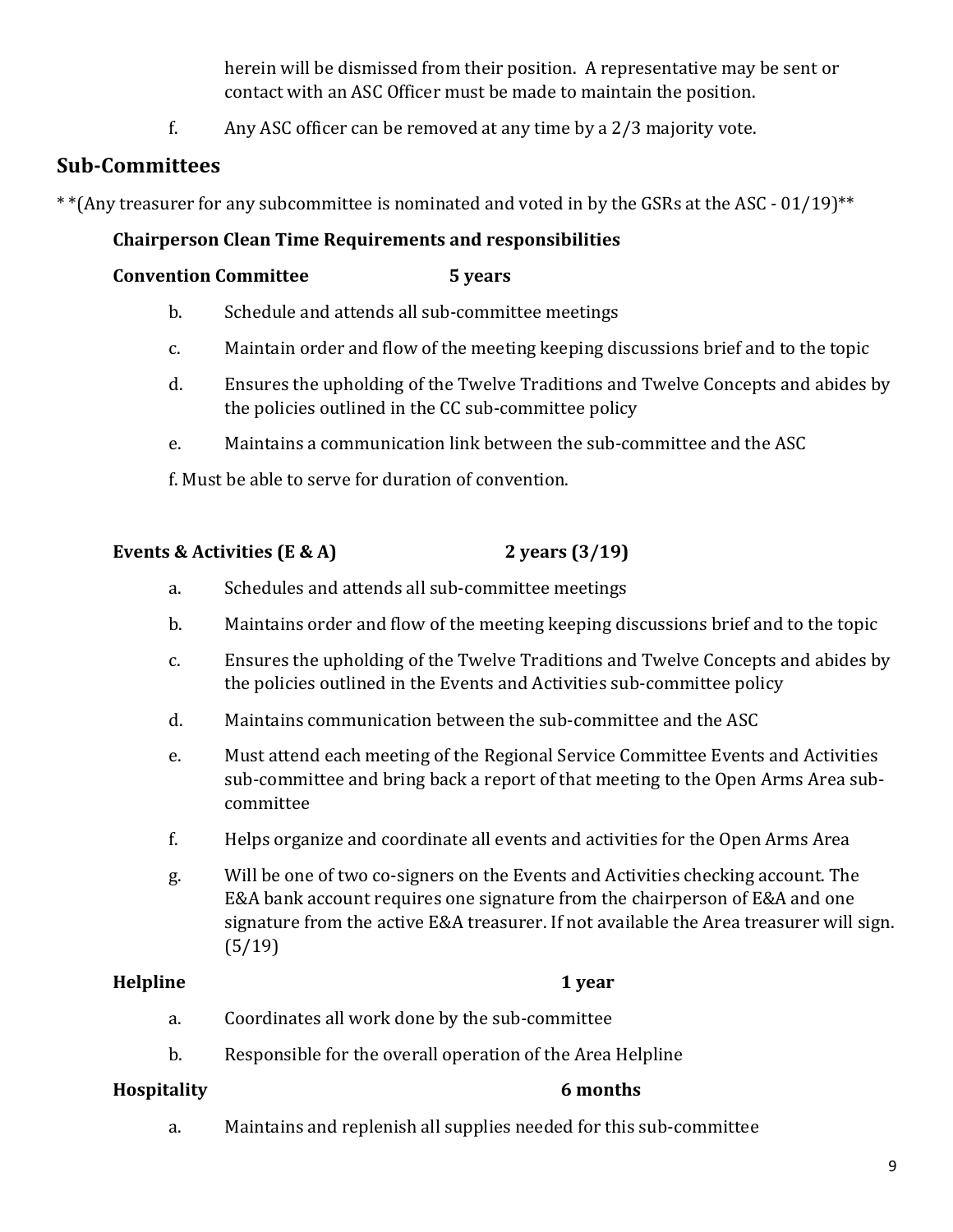herein will be dismissed from their position. A representative may be sent or contact with an ASC Officer must be made to maintain the position.

f. Any ASC officer can be removed at any time by a 2/3 majority vote.

## Sub-Committees

* *(Any treasurer for any subcommittee is nominated and voted in by the GSRs at the ASC - 01/19)**

**Chairperson Clean Time Requirements and responsibilities**

**Convention Committee 5 years**

b. Schedule and attends all sub-committee meetings

c. Maintain order and flow of the meeting keeping discussions brief and to the topic

d. Ensures the upholding of the Twelve Traditions and Twelve Concepts and abides by the policies outlined in the CC sub-committee policy

e. Maintains a communication link between the sub-committee and the ASC

f. Must be able to serve for duration of convention.

**Events & Activities (E & A) 2 years (3/19)**

a. Schedules and attends all sub-committee meetings

b. Maintains order and flow of the meeting keeping discussions brief and to the topic

c. Ensures the upholding of the Twelve Traditions and Twelve Concepts and abides by the policies outlined in the Events and Activities sub-committee policy

d. Maintains communication between the sub-committee and the ASC

e. Must attend each meeting of the Regional Service Committee Events and Activities sub-committee and bring back a report of that meeting to the Open Arms Area sub-committee

f. Helps organize and coordinate all events and activities for the Open Arms Area

g. Will be one of two co-signers on the Events and Activities checking account. The E&A bank account requires one signature from the chairperson of E&A and one signature from the active E&A treasurer. If not available the Area treasurer will sign. (5/19)

**Helpline 1 year**

a. Coordinates all work done by the sub-committee

b. Responsible for the overall operation of the Area Helpline

**Hospitality 6 months**

a. Maintains and replenish all supplies needed for this sub-committee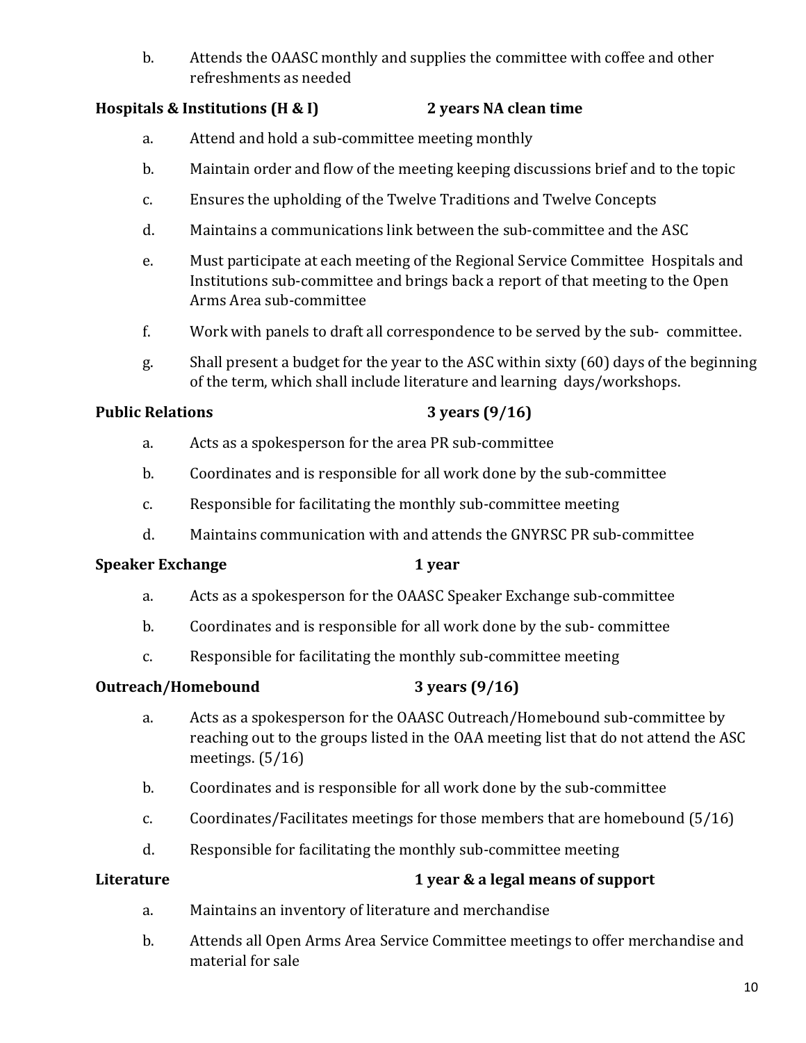b. Attends the OAASC monthly and supplies the committee with coffee and other refreshments as needed

**Hospitals & Institutions (H & I)** **2 years NA clean time**

a. Attend and hold a sub-committee meeting monthly

b. Maintain order and flow of the meeting keeping discussions brief and to the topic

c. Ensures the upholding of the Twelve Traditions and Twelve Concepts

d. Maintains a communications link between the sub-committee and the ASC

e. Must participate at each meeting of the Regional Service Committee Hospitals and Institutions sub-committee and brings back a report of that meeting to the Open Arms Area sub-committee

f. Work with panels to draft all correspondence to be served by the sub- committee.

g. Shall present a budget for the year to the ASC within sixty (60) days of the beginning of the term, which shall include literature and learning days/workshops.

**Public Relations** **3 years (9/16)**

a. Acts as a spokesperson for the area PR sub-committee

b. Coordinates and is responsible for all work done by the sub-committee

c. Responsible for facilitating the monthly sub-committee meeting

d. Maintains communication with and attends the GNYRSC PR sub-committee

**Speaker Exchange** **1 year**

a. Acts as a spokesperson for the OAASC Speaker Exchange sub-committee

b. Coordinates and is responsible for all work done by the sub- committee

c. Responsible for facilitating the monthly sub-committee meeting

**Outreach/Homebound** **3 years (9/16)**

a. Acts as a spokesperson for the OAASC Outreach/Homebound sub-committee by reaching out to the groups listed in the OAA meeting list that do not attend the ASC meetings. (5/16)

b. Coordinates and is responsible for all work done by the sub-committee

c. Coordinates/Facilitates meetings for those members that are homebound (5/16)

d. Responsible for facilitating the monthly sub-committee meeting

**Literature** **1 year & a legal means of support**

a. Maintains an inventory of literature and merchandise

b. Attends all Open Arms Area Service Committee meetings to offer merchandise and material for sale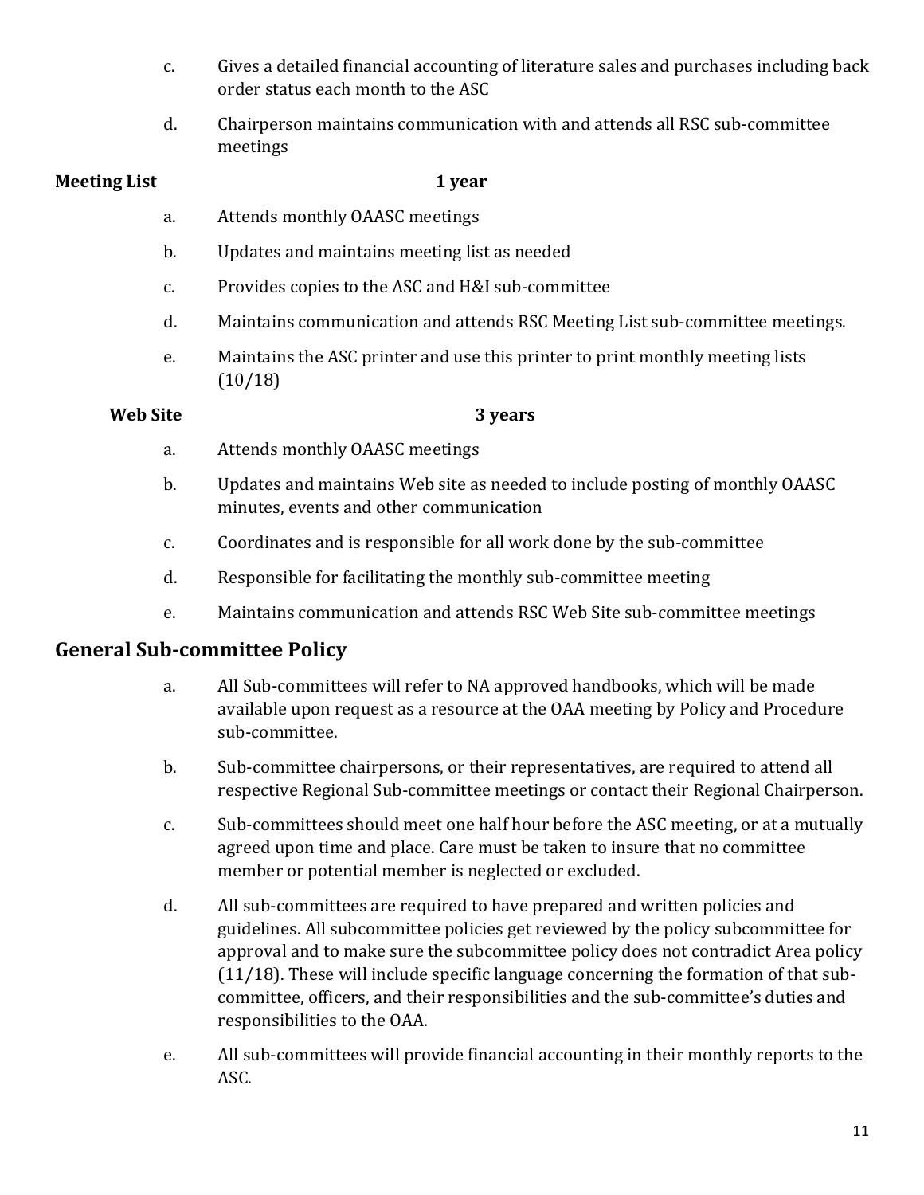c. Gives a detailed financial accounting of literature sales and purchases including back order status each month to the ASC

d. Chairperson maintains communication with and attends all RSC sub-committee meetings

**Meeting List** **1 year**

a. Attends monthly OAASC meetings

b. Updates and maintains meeting list as needed

c. Provides copies to the ASC and H&I sub-committee

d. Maintains communication and attends RSC Meeting List sub-committee meetings.

e. Maintains the ASC printer and use this printer to print monthly meeting lists (10/18)

**Web Site** **3 years**

a. Attends monthly OAASC meetings

b. Updates and maintains Web site as needed to include posting of monthly OAASC minutes, events and other communication

c. Coordinates and is responsible for all work done by the sub-committee

d. Responsible for facilitating the monthly sub-committee meeting

e. Maintains communication and attends RSC Web Site sub-committee meetings

## General Sub-committee Policy

a. All Sub-committees will refer to NA approved handbooks, which will be made available upon request as a resource at the OAA meeting by Policy and Procedure sub-committee.

b. Sub-committee chairpersons, or their representatives, are required to attend all respective Regional Sub-committee meetings or contact their Regional Chairperson.

c. Sub-committees should meet one half hour before the ASC meeting, or at a mutually agreed upon time and place. Care must be taken to insure that no committee member or potential member is neglected or excluded.

d. All sub-committees are required to have prepared and written policies and guidelines. All subcommittee policies get reviewed by the policy subcommittee for approval and to make sure the subcommittee policy does not contradict Area policy (11/18). These will include specific language concerning the formation of that sub-committee, officers, and their responsibilities and the sub-committee's duties and responsibilities to the OAA.

e. All sub-committees will provide financial accounting in their monthly reports to the ASC.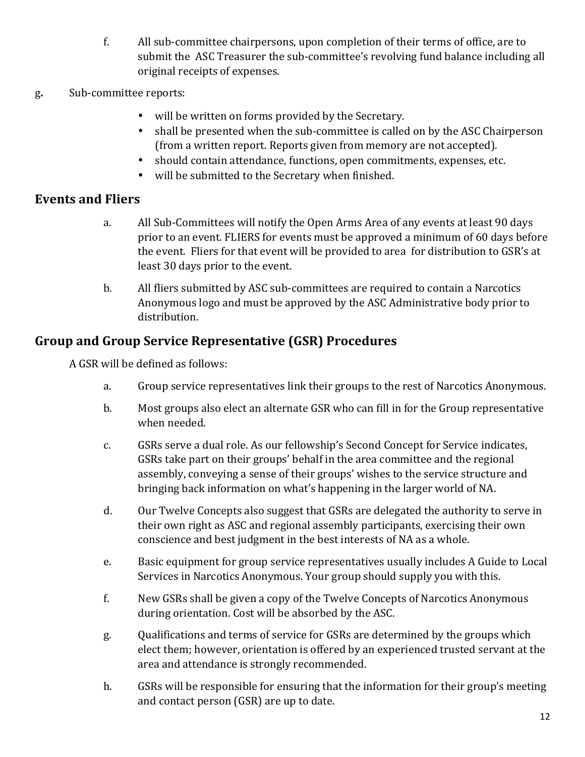f. All sub-committee chairpersons, upon completion of their terms of office, are to submit the ASC Treasurer the sub-committee's revolving fund balance including all original receipts of expenses.

**g.** Sub-committee reports:

- will be written on forms provided by the Secretary.
- shall be presented when the sub-committee is called on by the ASC Chairperson (from a written report. Reports given from memory are not accepted).
- should contain attendance, functions, open commitments, expenses, etc.
- will be submitted to the Secretary when finished.

## Events and Fliers

a. All Sub-Committees will notify the Open Arms Area of any events at least 90 days prior to an event. FLIERS for events must be approved a minimum of 60 days before the event. Fliers for that event will be provided to area for distribution to GSR's at least 30 days prior to the event.

b. All fliers submitted by ASC sub-committees are required to contain a Narcotics Anonymous logo and must be approved by the ASC Administrative body prior to distribution.

## Group and Group Service Representative (GSR) Procedures

A GSR will be defined as follows:

a. Group service representatives link their groups to the rest of Narcotics Anonymous.

b. Most groups also elect an alternate GSR who can fill in for the Group representative when needed.

c. GSRs serve a dual role. As our fellowship's Second Concept for Service indicates, GSRs take part on their groups' behalf in the area committee and the regional assembly, conveying a sense of their groups' wishes to the service structure and bringing back information on what's happening in the larger world of NA.

d. Our Twelve Concepts also suggest that GSRs are delegated the authority to serve in their own right as ASC and regional assembly participants, exercising their own conscience and best judgment in the best interests of NA as a whole.

e. Basic equipment for group service representatives usually includes A Guide to Local Services in Narcotics Anonymous. Your group should supply you with this.

f. New GSRs shall be given a copy of the Twelve Concepts of Narcotics Anonymous during orientation. Cost will be absorbed by the ASC.

g. Qualifications and terms of service for GSRs are determined by the groups which elect them; however, orientation is offered by an experienced trusted servant at the area and attendance is strongly recommended.

h. GSRs will be responsible for ensuring that the information for their group's meeting and contact person (GSR) are up to date.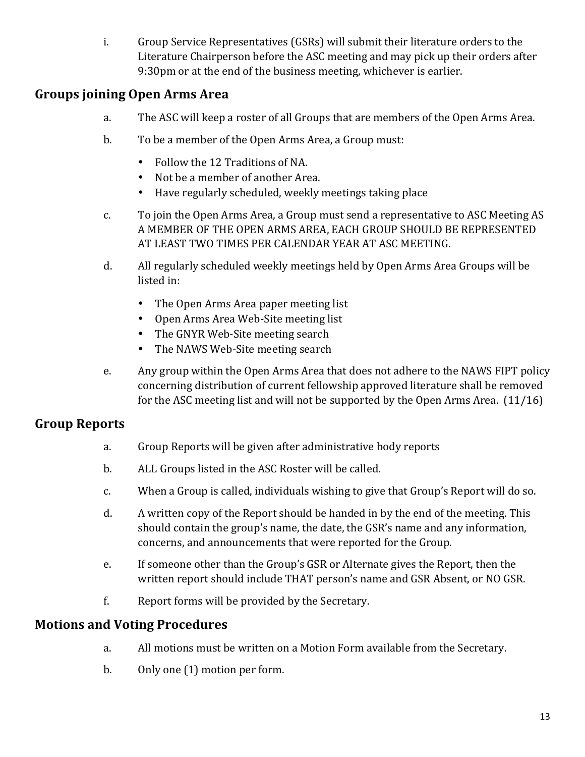i. Group Service Representatives (GSRs) will submit their literature orders to the Literature Chairperson before the ASC meeting and may pick up their orders after 9:30pm or at the end of the business meeting, whichever is earlier.

## Groups joining Open Arms Area

a. The ASC will keep a roster of all Groups that are members of the Open Arms Area.

b. To be a member of the Open Arms Area, a Group must:

- Follow the 12 Traditions of NA.
- Not be a member of another Area.
- Have regularly scheduled, weekly meetings taking place

c. To join the Open Arms Area, a Group must send a representative to ASC Meeting AS A MEMBER OF THE OPEN ARMS AREA, EACH GROUP SHOULD BE REPRESENTED AT LEAST TWO TIMES PER CALENDAR YEAR AT ASC MEETING.

d. All regularly scheduled weekly meetings held by Open Arms Area Groups will be listed in:

- The Open Arms Area paper meeting list
- Open Arms Area Web-Site meeting list
- The GNYR Web-Site meeting search
- The NAWS Web-Site meeting search

e. Any group within the Open Arms Area that does not adhere to the NAWS FIPT policy concerning distribution of current fellowship approved literature shall be removed for the ASC meeting list and will not be supported by the Open Arms Area. (11/16)

## Group Reports

a. Group Reports will be given after administrative body reports

b. ALL Groups listed in the ASC Roster will be called.

c. When a Group is called, individuals wishing to give that Group's Report will do so.

d. A written copy of the Report should be handed in by the end of the meeting. This should contain the group's name, the date, the GSR's name and any information, concerns, and announcements that were reported for the Group.

e. If someone other than the Group's GSR or Alternate gives the Report, then the written report should include THAT person's name and GSR Absent, or NO GSR.

f. Report forms will be provided by the Secretary.

## Motions and Voting Procedures

a. All motions must be written on a Motion Form available from the Secretary.

b. Only one (1) motion per form.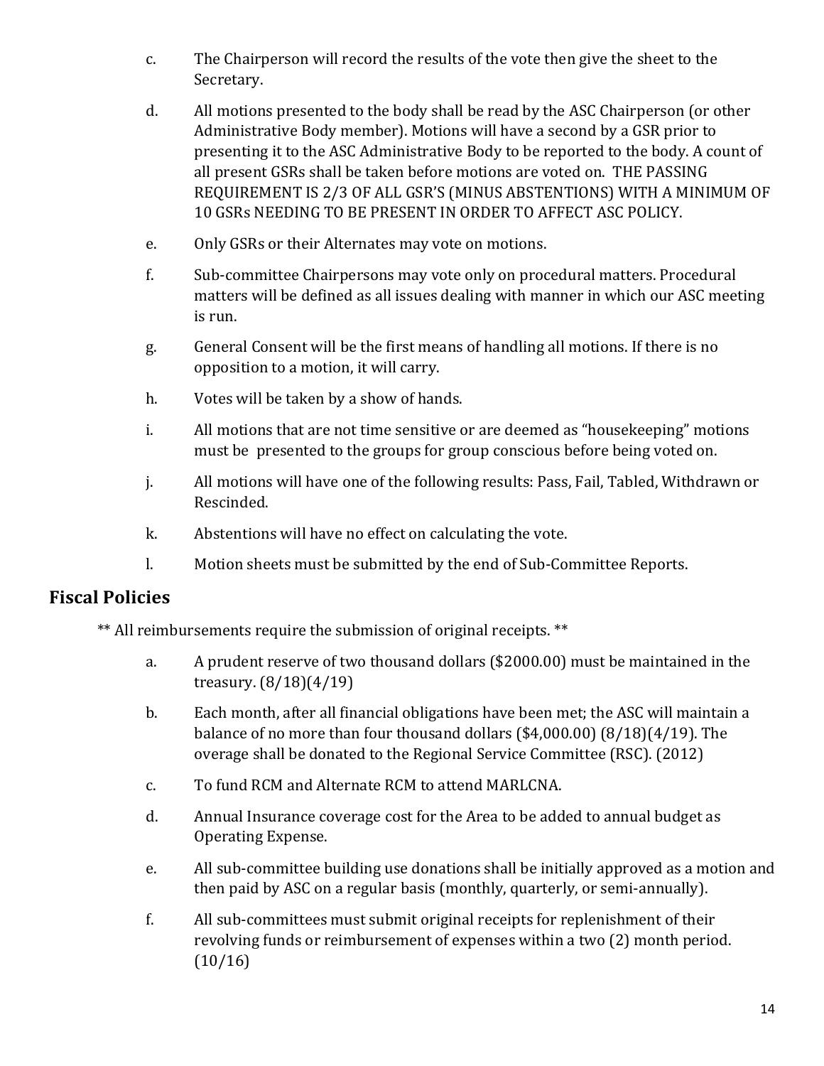c. The Chairperson will record the results of the vote then give the sheet to the Secretary.

d. All motions presented to the body shall be read by the ASC Chairperson (or other Administrative Body member). Motions will have a second by a GSR prior to presenting it to the ASC Administrative Body to be reported to the body. A count of all present GSRs shall be taken before motions are voted on. THE PASSING REQUIREMENT IS 2/3 OF ALL GSR'S (MINUS ABSTENTIONS) WITH A MINIMUM OF 10 GSRs NEEDING TO BE PRESENT IN ORDER TO AFFECT ASC POLICY.

e. Only GSRs or their Alternates may vote on motions.

f. Sub-committee Chairpersons may vote only on procedural matters. Procedural matters will be defined as all issues dealing with manner in which our ASC meeting is run.

g. General Consent will be the first means of handling all motions. If there is no opposition to a motion, it will carry.

h. Votes will be taken by a show of hands.

i. All motions that are not time sensitive or are deemed as "housekeeping" motions must be presented to the groups for group conscious before being voted on.

j. All motions will have one of the following results: Pass, Fail, Tabled, Withdrawn or Rescinded.

k. Abstentions will have no effect on calculating the vote.

l. Motion sheets must be submitted by the end of Sub-Committee Reports.

## Fiscal Policies

** All reimbursements require the submission of original receipts. **

a. A prudent reserve of two thousand dollars ($2000.00) must be maintained in the treasury. (8/18)(4/19)

b. Each month, after all financial obligations have been met; the ASC will maintain a balance of no more than four thousand dollars ($4,000.00) (8/18)(4/19). The overage shall be donated to the Regional Service Committee (RSC). (2012)

c. To fund RCM and Alternate RCM to attend MARLCNA.

d. Annual Insurance coverage cost for the Area to be added to annual budget as Operating Expense.

e. All sub-committee building use donations shall be initially approved as a motion and then paid by ASC on a regular basis (monthly, quarterly, or semi-annually).

f. All sub-committees must submit original receipts for replenishment of their revolving funds or reimbursement of expenses within a two (2) month period. (10/16)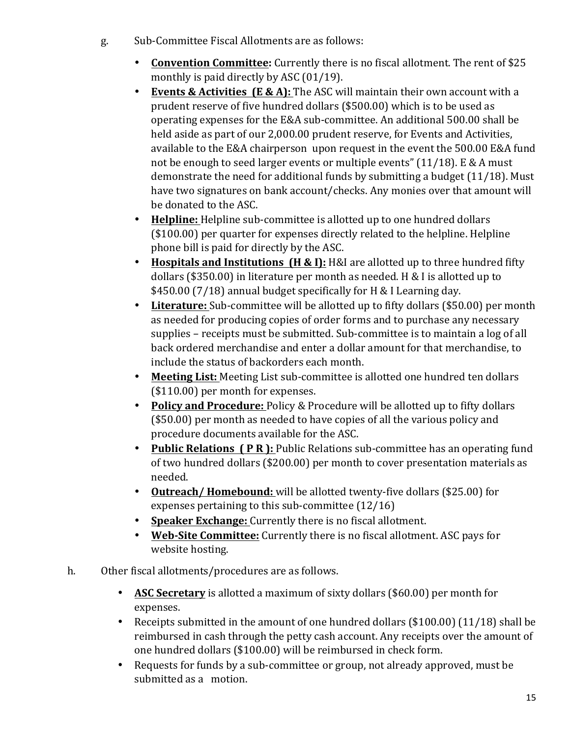g. Sub-Committee Fiscal Allotments are as follows:

- **Convention Committee:** Currently there is no fiscal allotment. The rent of $25 monthly is paid directly by ASC (01/19).
- **Events & Activities (E & A):** The ASC will maintain their own account with a prudent reserve of five hundred dollars ($500.00) which is to be used as operating expenses for the E&A sub-committee. An additional 500.00 shall be held aside as part of our 2,000.00 prudent reserve, for Events and Activities, available to the E&A chairperson upon request in the event the 500.00 E&A fund not be enough to seed larger events or multiple events" (11/18). E & A must demonstrate the need for additional funds by submitting a budget (11/18). Must have two signatures on bank account/checks. Any monies over that amount will be donated to the ASC.
- **Helpline:** Helpline sub-committee is allotted up to one hundred dollars ($100.00) per quarter for expenses directly related to the helpline. Helpline phone bill is paid for directly by the ASC.
- **Hospitals and Institutions (H & I):** H&I are allotted up to three hundred fifty dollars ($350.00) in literature per month as needed. H & I is allotted up to $450.00 (7/18) annual budget specifically for H & I Learning day.
- **Literature:** Sub-committee will be allotted up to fifty dollars ($50.00) per month as needed for producing copies of order forms and to purchase any necessary supplies – receipts must be submitted. Sub-committee is to maintain a log of all back ordered merchandise and enter a dollar amount for that merchandise, to include the status of backorders each month.
- **Meeting List:** Meeting List sub-committee is allotted one hundred ten dollars ($110.00) per month for expenses.
- **Policy and Procedure:** Policy & Procedure will be allotted up to fifty dollars ($50.00) per month as needed to have copies of all the various policy and procedure documents available for the ASC.
- **Public Relations ( P R ):** Public Relations sub-committee has an operating fund of two hundred dollars ($200.00) per month to cover presentation materials as needed.
- **Outreach/ Homebound:** will be allotted twenty-five dollars ($25.00) for expenses pertaining to this sub-committee (12/16)
- **Speaker Exchange:** Currently there is no fiscal allotment.
- **Web-Site Committee:** Currently there is no fiscal allotment. ASC pays for website hosting.

h. Other fiscal allotments/procedures are as follows.

- **ASC Secretary** is allotted a maximum of sixty dollars ($60.00) per month for expenses.
- Receipts submitted in the amount of one hundred dollars ($100.00) (11/18) shall be reimbursed in cash through the petty cash account. Any receipts over the amount of one hundred dollars ($100.00) will be reimbursed in check form.
- Requests for funds by a sub-committee or group, not already approved, must be submitted as a motion.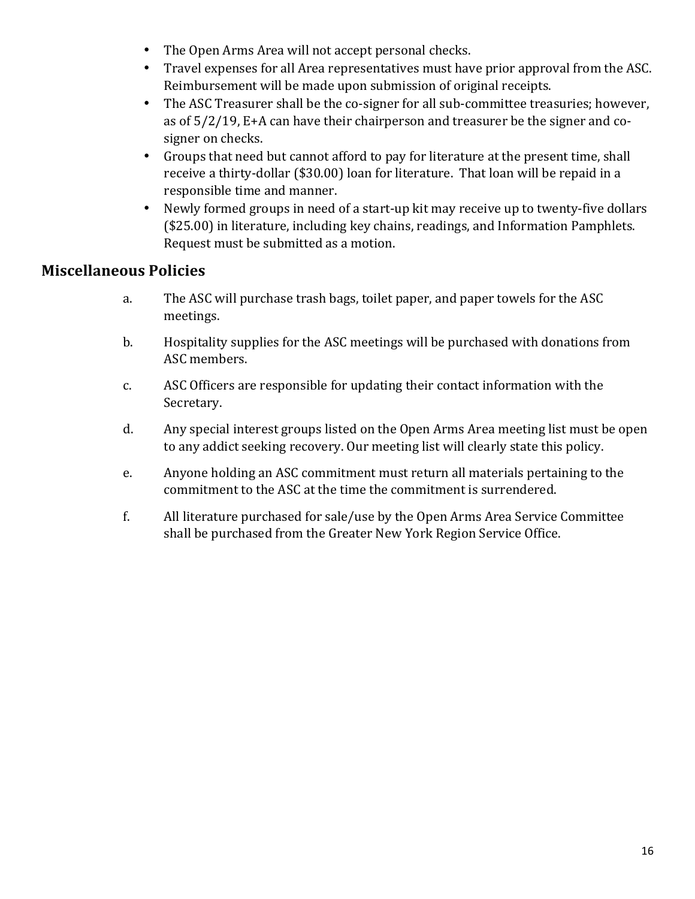- The Open Arms Area will not accept personal checks.
- Travel expenses for all Area representatives must have prior approval from the ASC. Reimbursement will be made upon submission of original receipts.
- The ASC Treasurer shall be the co-signer for all sub-committee treasuries; however, as of 5/2/19, E+A can have their chairperson and treasurer be the signer and co-signer on checks.
- Groups that need but cannot afford to pay for literature at the present time, shall receive a thirty-dollar ($30.00) loan for literature. That loan will be repaid in a responsible time and manner.
- Newly formed groups in need of a start-up kit may receive up to twenty-five dollars ($25.00) in literature, including key chains, readings, and Information Pamphlets. Request must be submitted as a motion.

## Miscellaneous Policies

a. The ASC will purchase trash bags, toilet paper, and paper towels for the ASC meetings.

b. Hospitality supplies for the ASC meetings will be purchased with donations from ASC members.

c. ASC Officers are responsible for updating their contact information with the Secretary.

d. Any special interest groups listed on the Open Arms Area meeting list must be open to any addict seeking recovery. Our meeting list will clearly state this policy.

e. Anyone holding an ASC commitment must return all materials pertaining to the commitment to the ASC at the time the commitment is surrendered.

f. All literature purchased for sale/use by the Open Arms Area Service Committee shall be purchased from the Greater New York Region Service Office.